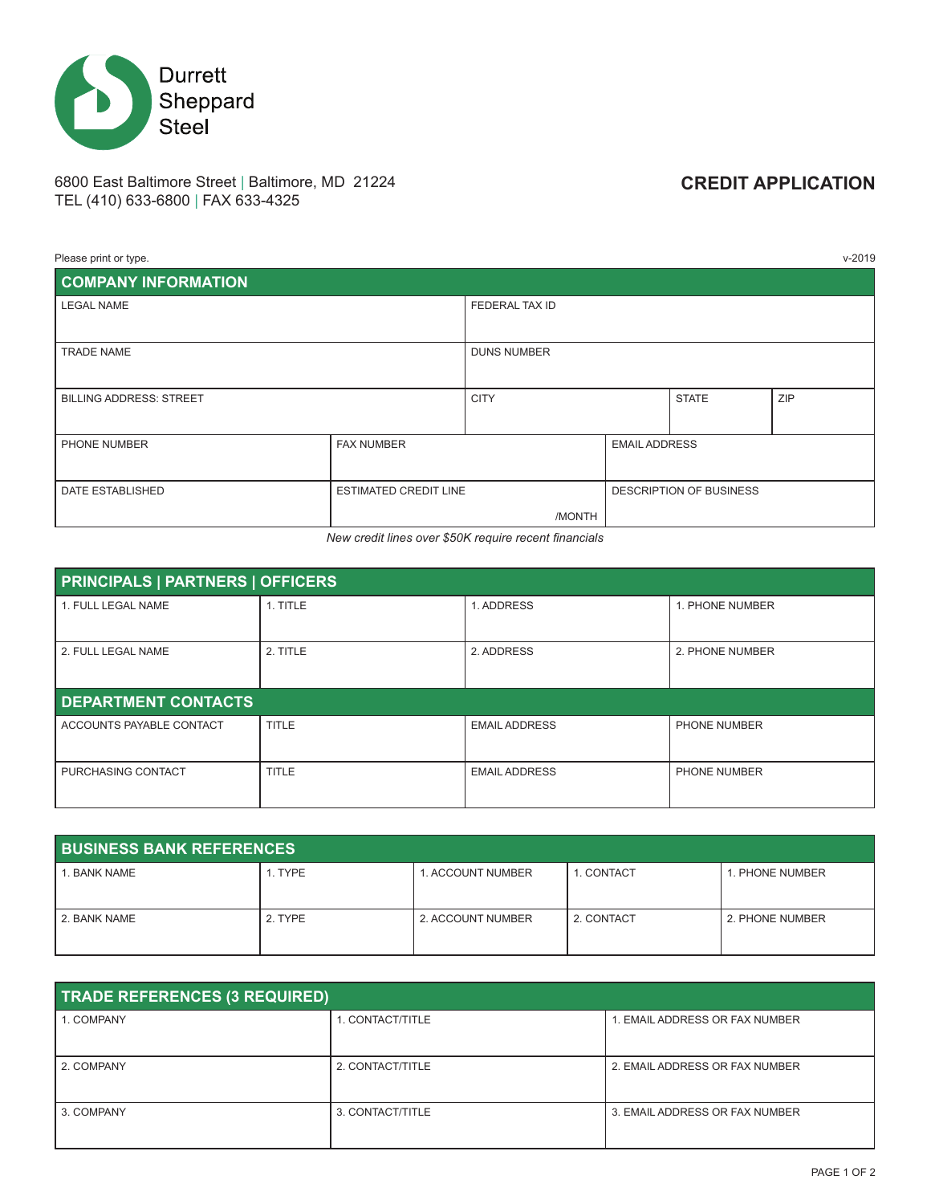Durrett
Sheppard
Steel

6800 East Baltimore Street | Baltimore, MD 21224
TEL (410) 633-6800 | FAX 633-4325

# CREDIT APPLICATION

Please print or type.

v-2019

## COMPANY INFORMATION

| LEGAL NAME | FEDERAL TAX ID | | |
|---|---|---|---|
| TRADE NAME | DUNS NUMBER | | |
| BILLING ADDRESS: STREET | CITY | STATE | ZIP |

| PHONE NUMBER | FAX NUMBER | EMAIL ADDRESS |
|---|---|---|
| DATE ESTABLISHED | ESTIMATED CREDIT LINE /MONTH | DESCRIPTION OF BUSINESS |

*New credit lines over $50K require recent financials*

## PRINCIPALS | PARTNERS | OFFICERS

| 1. FULL LEGAL NAME | 1. TITLE | 1. ADDRESS | 1. PHONE NUMBER |
|---|---|---|---|
| 2. FULL LEGAL NAME | 2. TITLE | 2. ADDRESS | 2. PHONE NUMBER |

## DEPARTMENT CONTACTS

| ACCOUNTS PAYABLE CONTACT | TITLE | EMAIL ADDRESS | PHONE NUMBER |
|---|---|---|---|
| PURCHASING CONTACT | TITLE | EMAIL ADDRESS | PHONE NUMBER |

## BUSINESS BANK REFERENCES

| 1. BANK NAME | 1. TYPE | 1. ACCOUNT NUMBER | 1. CONTACT | 1. PHONE NUMBER |
|---|---|---|---|---|
| 2. BANK NAME | 2. TYPE | 2. ACCOUNT NUMBER | 2. CONTACT | 2. PHONE NUMBER |

## TRADE REFERENCES (3 REQUIRED)

| 1. COMPANY | 1. CONTACT/TITLE | 1. EMAIL ADDRESS OR FAX NUMBER |
|---|---|---|
| 2. COMPANY | 2. CONTACT/TITLE | 2. EMAIL ADDRESS OR FAX NUMBER |
| 3. COMPANY | 3. CONTACT/TITLE | 3. EMAIL ADDRESS OR FAX NUMBER |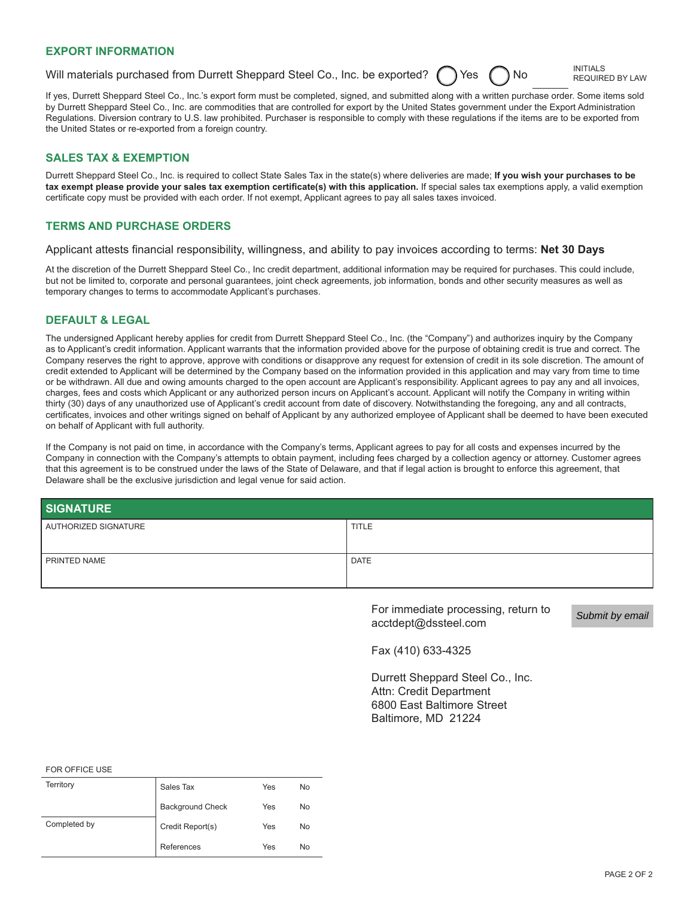## EXPORT INFORMATION

Will materials purchased from Durrett Sheppard Steel Co., Inc. be exported? ◯ Yes ◯ No ______ INITIALS REQUIRED BY LAW

If yes, Durrett Sheppard Steel Co., Inc.'s export form must be completed, signed, and submitted along with a written purchase order. Some items sold by Durrett Sheppard Steel Co., Inc. are commodities that are controlled for export by the United States government under the Export Administration Regulations. Diversion contrary to U.S. law prohibited. Purchaser is responsible to comply with these regulations if the items are to be exported from the United States or re-exported from a foreign country.

## SALES TAX & EXEMPTION

Durrett Sheppard Steel Co., Inc. is required to collect State Sales Tax in the state(s) where deliveries are made; **If you wish your purchases to be tax exempt please provide your sales tax exemption certificate(s) with this application.** If special sales tax exemptions apply, a valid exemption certificate copy must be provided with each order. If not exempt, Applicant agrees to pay all sales taxes invoiced.

## TERMS AND PURCHASE ORDERS

Applicant attests financial responsibility, willingness, and ability to pay invoices according to terms: **Net 30 Days**

At the discretion of the Durrett Sheppard Steel Co., Inc credit department, additional information may be required for purchases. This could include, but not be limited to, corporate and personal guarantees, joint check agreements, job information, bonds and other security measures as well as temporary changes to terms to accommodate Applicant's purchases.

## DEFAULT & LEGAL

The undersigned Applicant hereby applies for credit from Durrett Sheppard Steel Co., Inc. (the "Company") and authorizes inquiry by the Company as to Applicant's credit information. Applicant warrants that the information provided above for the purpose of obtaining credit is true and correct. The Company reserves the right to approve, approve with conditions or disapprove any request for extension of credit in its sole discretion. The amount of credit extended to Applicant will be determined by the Company based on the information provided in this application and may vary from time to time or be withdrawn. All due and owing amounts charged to the open account are Applicant's responsibility. Applicant agrees to pay any and all invoices, charges, fees and costs which Applicant or any authorized person incurs on Applicant's account. Applicant will notify the Company in writing within thirty (30) days of any unauthorized use of Applicant's credit account from date of discovery. Notwithstanding the foregoing, any and all contracts, certificates, invoices and other writings signed on behalf of Applicant by any authorized employee of Applicant shall be deemed to have been executed on behalf of Applicant with full authority.

If the Company is not paid on time, in accordance with the Company's terms, Applicant agrees to pay for all costs and expenses incurred by the Company in connection with the Company's attempts to obtain payment, including fees charged by a collection agency or attorney. Customer agrees that this agreement is to be construed under the laws of the State of Delaware, and that if legal action is brought to enforce this agreement, that Delaware shall be the exclusive jurisdiction and legal venue for said action.

## SIGNATURE

| AUTHORIZED SIGNATURE | TITLE |
|---|---|
| PRINTED NAME | DATE |

For immediate processing, return to acctdept@dssteel.com

*Submit by email*

Fax (410) 633-4325

Durrett Sheppard Steel Co., Inc.
Attn: Credit Department
6800 East Baltimore Street
Baltimore, MD 21224

FOR OFFICE USE

| | | | |
|---|---|---|---|
| Territory | Sales Tax | Yes | No |
| | Background Check | Yes | No |
| Completed by | Credit Report(s) | Yes | No |
| | References | Yes | No |